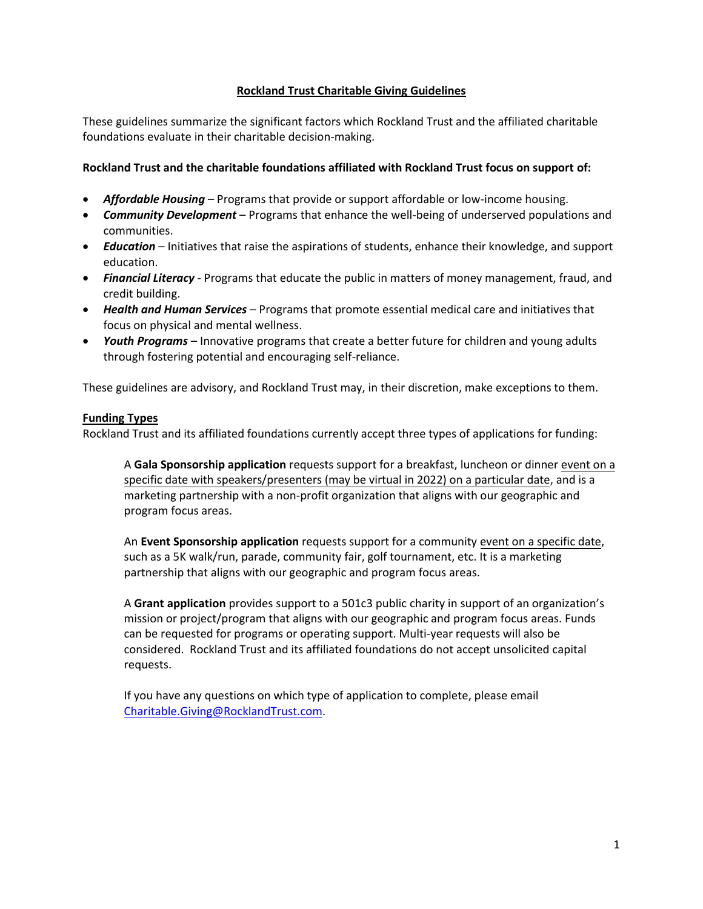# Rockland Trust Charitable Giving Guidelines

These guidelines summarize the significant factors which Rockland Trust and the affiliated charitable foundations evaluate in their charitable decision-making.

**Rockland Trust and the charitable foundations affiliated with Rockland Trust focus on support of:**

- ***Affordable Housing*** – Programs that provide or support affordable or low-income housing.
- ***Community Development*** – Programs that enhance the well-being of underserved populations and communities.
- ***Education*** – Initiatives that raise the aspirations of students, enhance their knowledge, and support education.
- ***Financial Literacy*** - Programs that educate the public in matters of money management, fraud, and credit building.
- ***Health and Human Services*** – Programs that promote essential medical care and initiatives that focus on physical and mental wellness.
- ***Youth Programs*** – Innovative programs that create a better future for children and young adults through fostering potential and encouraging self-reliance.

These guidelines are advisory, and Rockland Trust may, in their discretion, make exceptions to them.

## Funding Types

Rockland Trust and its affiliated foundations currently accept three types of applications for funding:

A **Gala Sponsorship application** requests support for a breakfast, luncheon or dinner event on a specific date with speakers/presenters (may be virtual in 2022) on a particular date, and is a marketing partnership with a non-profit organization that aligns with our geographic and program focus areas.

An **Event Sponsorship application** requests support for a community event on a specific date, such as a 5K walk/run, parade, community fair, golf tournament, etc. It is a marketing partnership that aligns with our geographic and program focus areas.

A **Grant application** provides support to a 501c3 public charity in support of an organization's mission or project/program that aligns with our geographic and program focus areas. Funds can be requested for programs or operating support. Multi-year requests will also be considered. Rockland Trust and its affiliated foundations do not accept unsolicited capital requests.

If you have any questions on which type of application to complete, please email Charitable.Giving@RocklandTrust.com.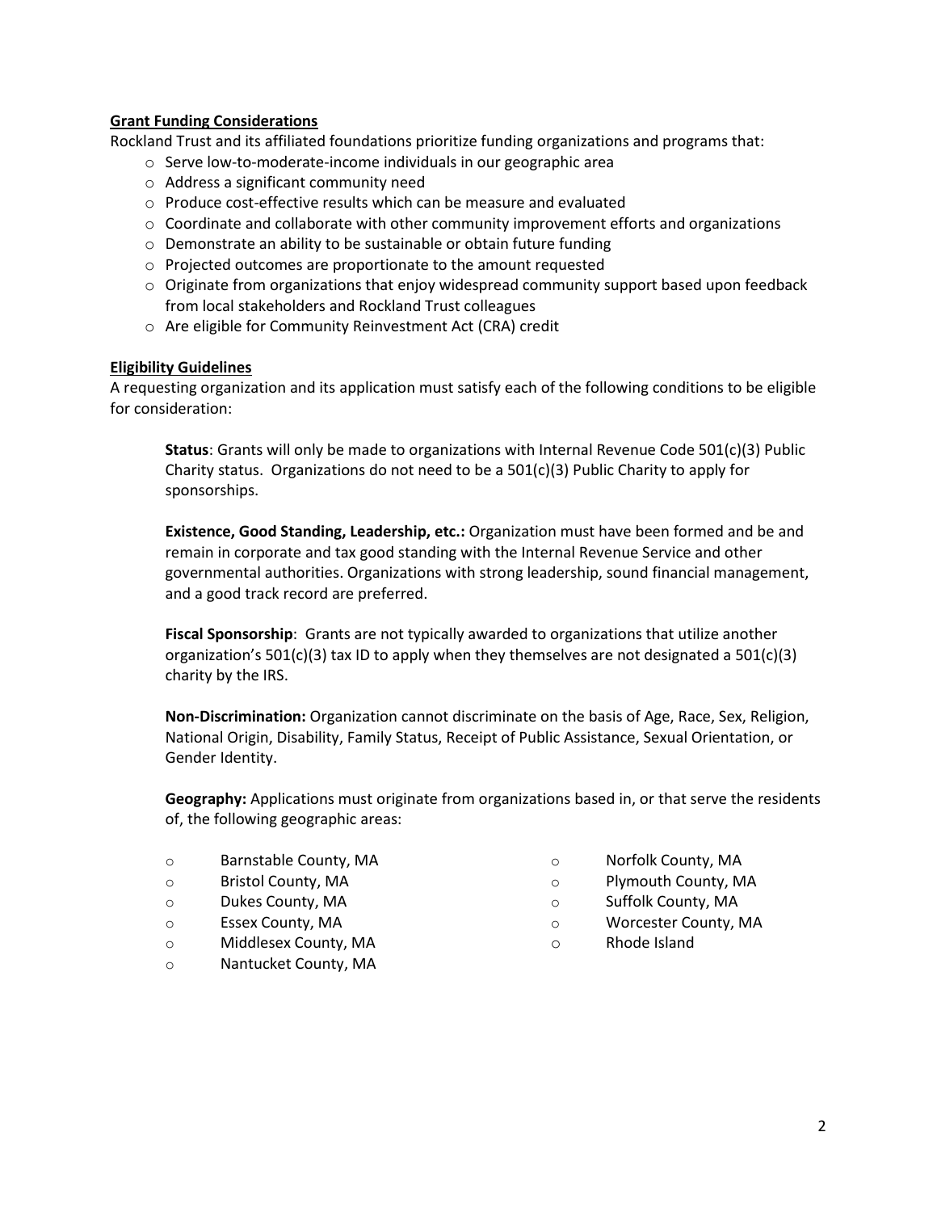**Grant Funding Considerations**

Rockland Trust and its affiliated foundations prioritize funding organizations and programs that:

- Serve low-to-moderate-income individuals in our geographic area
- Address a significant community need
- Produce cost-effective results which can be measure and evaluated
- Coordinate and collaborate with other community improvement efforts and organizations
- Demonstrate an ability to be sustainable or obtain future funding
- Projected outcomes are proportionate to the amount requested
- Originate from organizations that enjoy widespread community support based upon feedback from local stakeholders and Rockland Trust colleagues
- Are eligible for Community Reinvestment Act (CRA) credit

**Eligibility Guidelines**

A requesting organization and its application must satisfy each of the following conditions to be eligible for consideration:

**Status**: Grants will only be made to organizations with Internal Revenue Code 501(c)(3) Public Charity status. Organizations do not need to be a 501(c)(3) Public Charity to apply for sponsorships.

**Existence, Good Standing, Leadership, etc.:** Organization must have been formed and be and remain in corporate and tax good standing with the Internal Revenue Service and other governmental authorities. Organizations with strong leadership, sound financial management, and a good track record are preferred.

**Fiscal Sponsorship**: Grants are not typically awarded to organizations that utilize another organization's 501(c)(3) tax ID to apply when they themselves are not designated a 501(c)(3) charity by the IRS.

**Non-Discrimination:** Organization cannot discriminate on the basis of Age, Race, Sex, Religion, National Origin, Disability, Family Status, Receipt of Public Assistance, Sexual Orientation, or Gender Identity.

**Geography:** Applications must originate from organizations based in, or that serve the residents of, the following geographic areas:

- Barnstable County, MA
- Bristol County, MA
- Dukes County, MA
- Essex County, MA
- Middlesex County, MA
- Nantucket County, MA
- Norfolk County, MA
- Plymouth County, MA
- Suffolk County, MA
- Worcester County, MA
- Rhode Island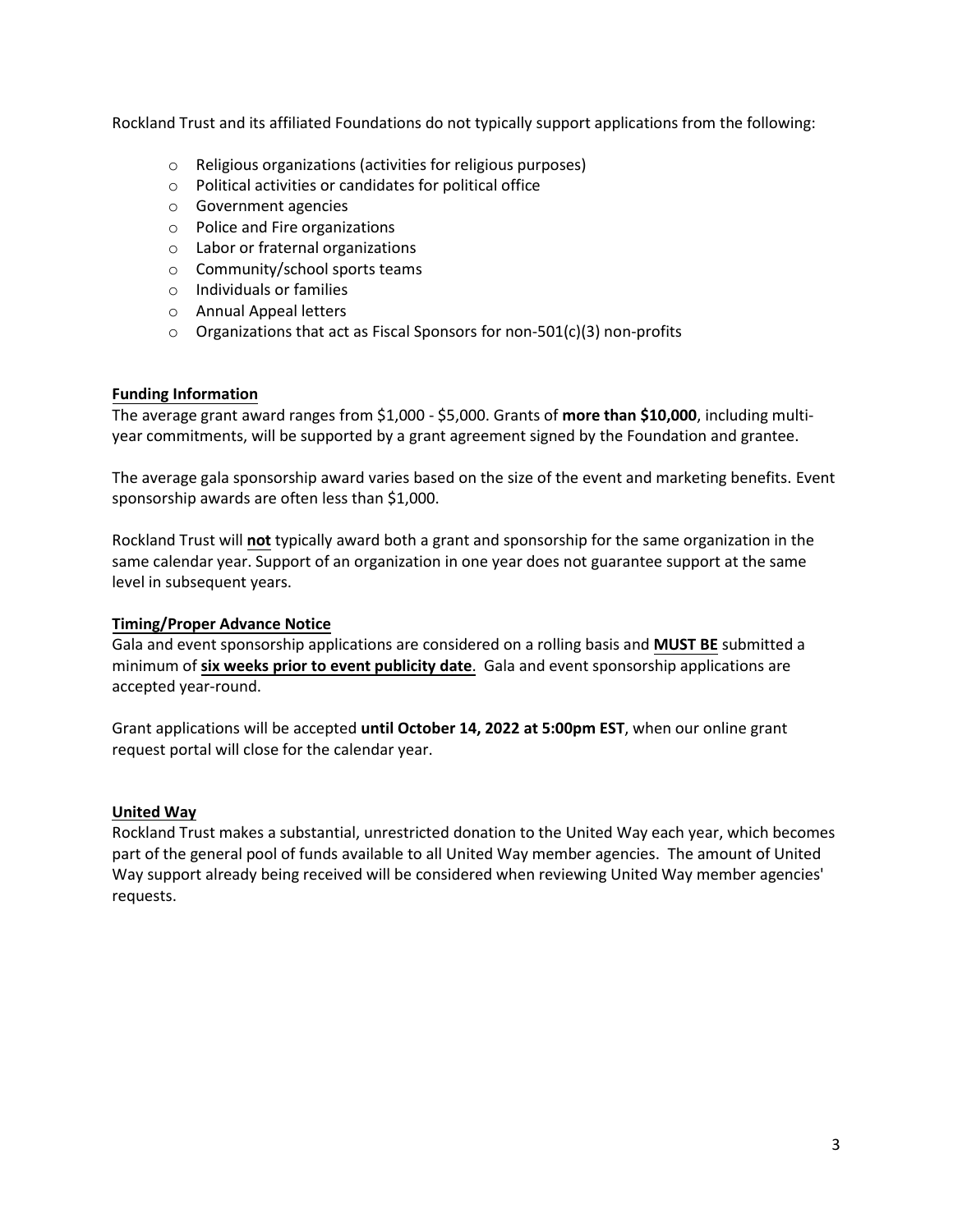Rockland Trust and its affiliated Foundations do not typically support applications from the following:

- Religious organizations (activities for religious purposes)
- Political activities or candidates for political office
- Government agencies
- Police and Fire organizations
- Labor or fraternal organizations
- Community/school sports teams
- Individuals or families
- Annual Appeal letters
- Organizations that act as Fiscal Sponsors for non-501(c)(3) non-profits

**Funding Information**

The average grant award ranges from $1,000 - $5,000. Grants of **more than $10,000**, including multi-year commitments, will be supported by a grant agreement signed by the Foundation and grantee.

The average gala sponsorship award varies based on the size of the event and marketing benefits. Event sponsorship awards are often less than $1,000.

Rockland Trust will **not** typically award both a grant and sponsorship for the same organization in the same calendar year. Support of an organization in one year does not guarantee support at the same level in subsequent years.

**Timing/Proper Advance Notice**

Gala and event sponsorship applications are considered on a rolling basis and **MUST BE** submitted a minimum of **six weeks prior to event publicity date**. Gala and event sponsorship applications are accepted year-round.

Grant applications will be accepted **until October 14, 2022 at 5:00pm EST**, when our online grant request portal will close for the calendar year.

**United Way**

Rockland Trust makes a substantial, unrestricted donation to the United Way each year, which becomes part of the general pool of funds available to all United Way member agencies. The amount of United Way support already being received will be considered when reviewing United Way member agencies' requests.